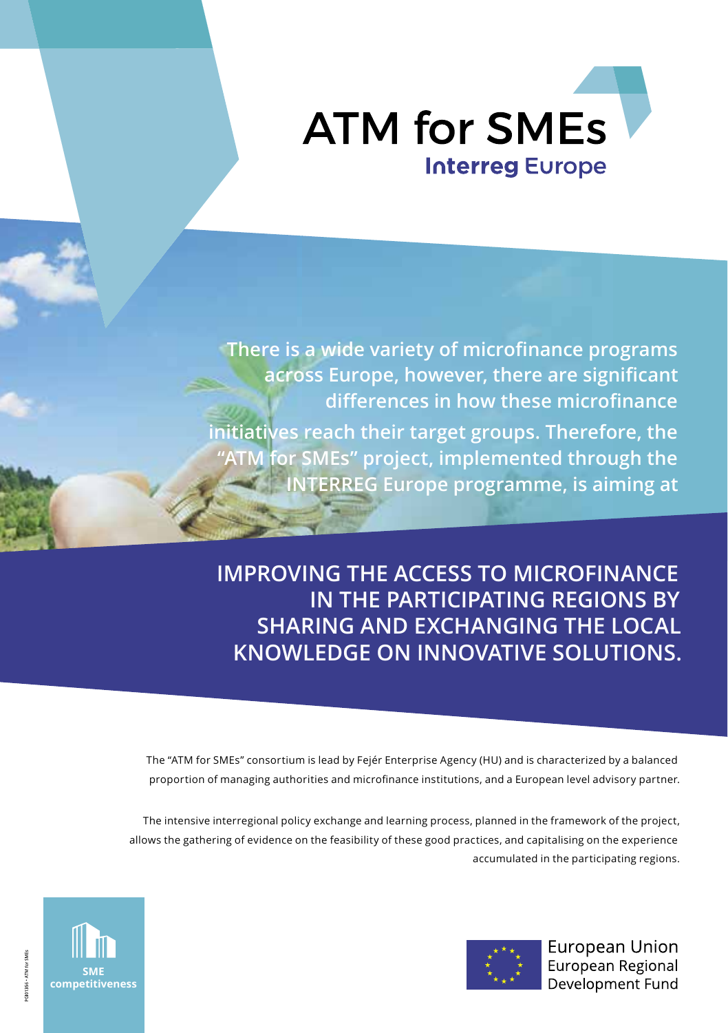# ATM for SMEs

## Interreg Europe

**There is a wide variety of microfinance programs across Europe, however, there are significant differences in how these microfinance initiatives reach their target groups. Therefore, the "ATM for SMEs" project, implemented through the INTERREG Europe programme, is aiming at**

**IMPROVING THE ACCESS TO MICROFINANCE IN THE PARTICIPATING REGIONS BY SHARING AND EXCHANGING THE LOCAL KNOWLEDGE ON INNOVATIVE SOLUTIONS.**

The "ATM for SMEs" consortium is lead by Fejér Enterprise Agency (HU) and is characterized by a balanced proportion of managing authorities and microfinance institutions, and a European level advisory partner.

The intensive interregional policy exchange and learning process, planned in the framework of the project, allows the gathering of evidence on the feasibility of these good practices, and capitalising on the experience accumulated in the participating regions.

SME competitiveness

European Union
European Regional Development Fund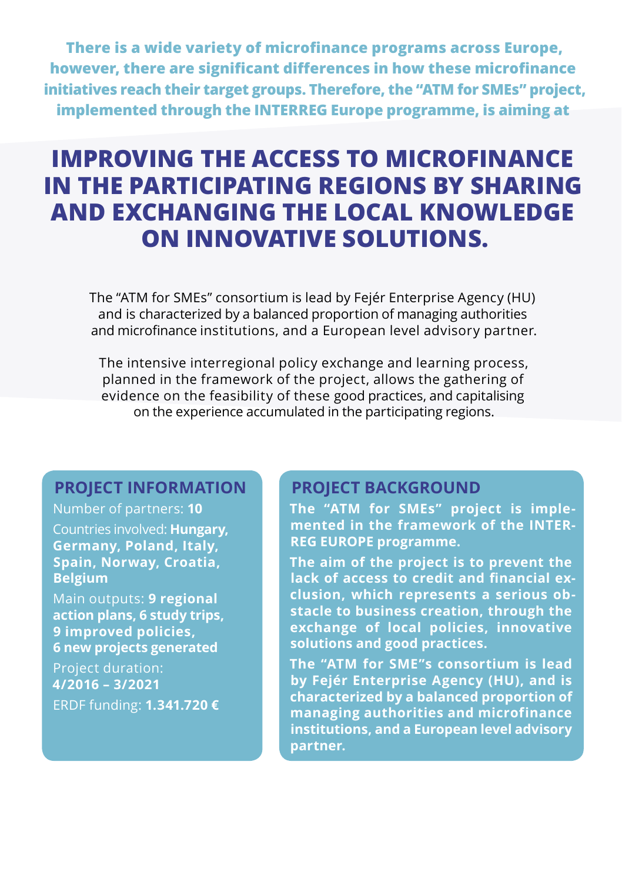**There is a wide variety of microfinance programs across Europe, however, there are significant differences in how these microfinance initiatives reach their target groups. Therefore, the "ATM for SMEs" project, implemented through the INTERREG Europe programme, is aiming at**

# IMPROVING THE ACCESS TO MICROFINANCE IN THE PARTICIPATING REGIONS BY SHARING AND EXCHANGING THE LOCAL KNOWLEDGE ON INNOVATIVE SOLUTIONS.

The "ATM for SMEs" consortium is lead by Fejér Enterprise Agency (HU) and is characterized by a balanced proportion of managing authorities and microfinance institutions, and a European level advisory partner.

The intensive interregional policy exchange and learning process, planned in the framework of the project, allows the gathering of evidence on the feasibility of these good practices, and capitalising on the experience accumulated in the participating regions.

## PROJECT INFORMATION

Number of partners: **10**

Countries involved: **Hungary, Germany, Poland, Italy, Spain, Norway, Croatia, Belgium**

Main outputs: **9 regional action plans, 6 study trips, 9 improved policies, 6 new projects generated**

Project duration: **4/2016 – 3/2021**

ERDF funding: **1.341.720 €**

## PROJECT BACKGROUND

**The "ATM for SMEs" project is implemented in the framework of the INTERREG EUROPE programme.**

**The aim of the project is to prevent the lack of access to credit and financial exclusion, which represents a serious obstacle to business creation, through the exchange of local policies, innovative solutions and good practices.**

**The "ATM for SME"s consortium is lead by Fejér Enterprise Agency (HU), and is characterized by a balanced proportion of managing authorities and microfinance institutions, and a European level advisory partner.**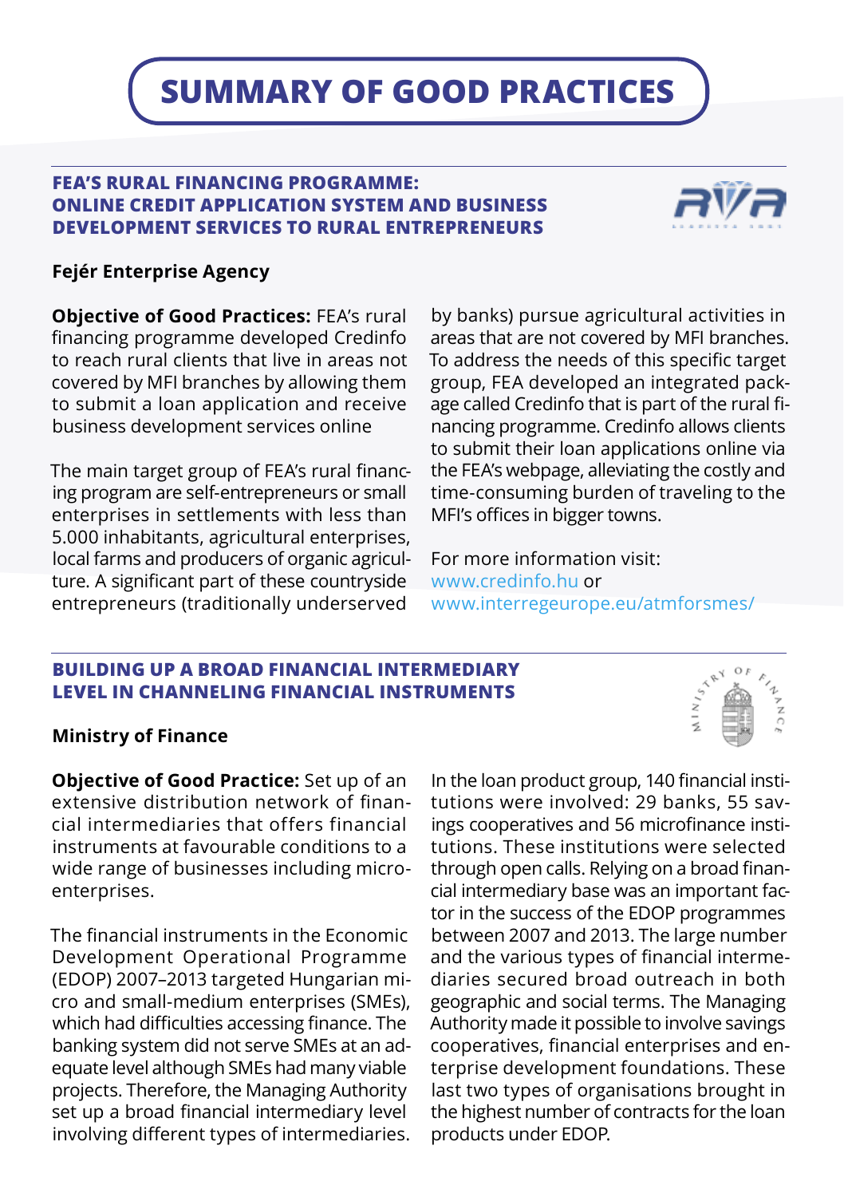# SUMMARY OF GOOD PRACTICES

## FEA'S RURAL FINANCING PROGRAMME: ONLINE CREDIT APPLICATION SYSTEM AND BUSINESS DEVELOPMENT SERVICES TO RURAL ENTREPRENEURS

**Fejér Enterprise Agency**

**Objective of Good Practices:** FEA's rural financing programme developed Credinfo to reach rural clients that live in areas not covered by MFI branches by allowing them to submit a loan application and receive business development services online

The main target group of FEA's rural financing program are self-entrepreneurs or small enterprises in settlements with less than 5.000 inhabitants, agricultural enterprises, local farms and producers of organic agriculture. A significant part of these countryside entrepreneurs (traditionally underserved by banks) pursue agricultural activities in areas that are not covered by MFI branches. To address the needs of this specific target group, FEA developed an integrated package called Credinfo that is part of the rural financing programme. Credinfo allows clients to submit their loan applications online via the FEA's webpage, alleviating the costly and time-consuming burden of traveling to the MFI's offices in bigger towns.

For more information visit:
www.credinfo.hu or
www.interregeurope.eu/atmforsmes/

## BUILDING UP A BROAD FINANCIAL INTERMEDIARY LEVEL IN CHANNELING FINANCIAL INSTRUMENTS

**Ministry of Finance**

**Objective of Good Practice:** Set up of an extensive distribution network of financial intermediaries that offers financial instruments at favourable conditions to a wide range of businesses including micro-enterprises.

The financial instruments in the Economic Development Operational Programme (EDOP) 2007–2013 targeted Hungarian micro and small-medium enterprises (SMEs), which had difficulties accessing finance. The banking system did not serve SMEs at an adequate level although SMEs had many viable projects. Therefore, the Managing Authority set up a broad financial intermediary level involving different types of intermediaries. In the loan product group, 140 financial institutions were involved: 29 banks, 55 savings cooperatives and 56 microfinance institutions. These institutions were selected through open calls. Relying on a broad financial intermediary base was an important factor in the success of the EDOP programmes between 2007 and 2013. The large number and the various types of financial intermediaries secured broad outreach in both geographic and social terms. The Managing Authority made it possible to involve savings cooperatives, financial enterprises and enterprise development foundations. These last two types of organisations brought in the highest number of contracts for the loan products under EDOP.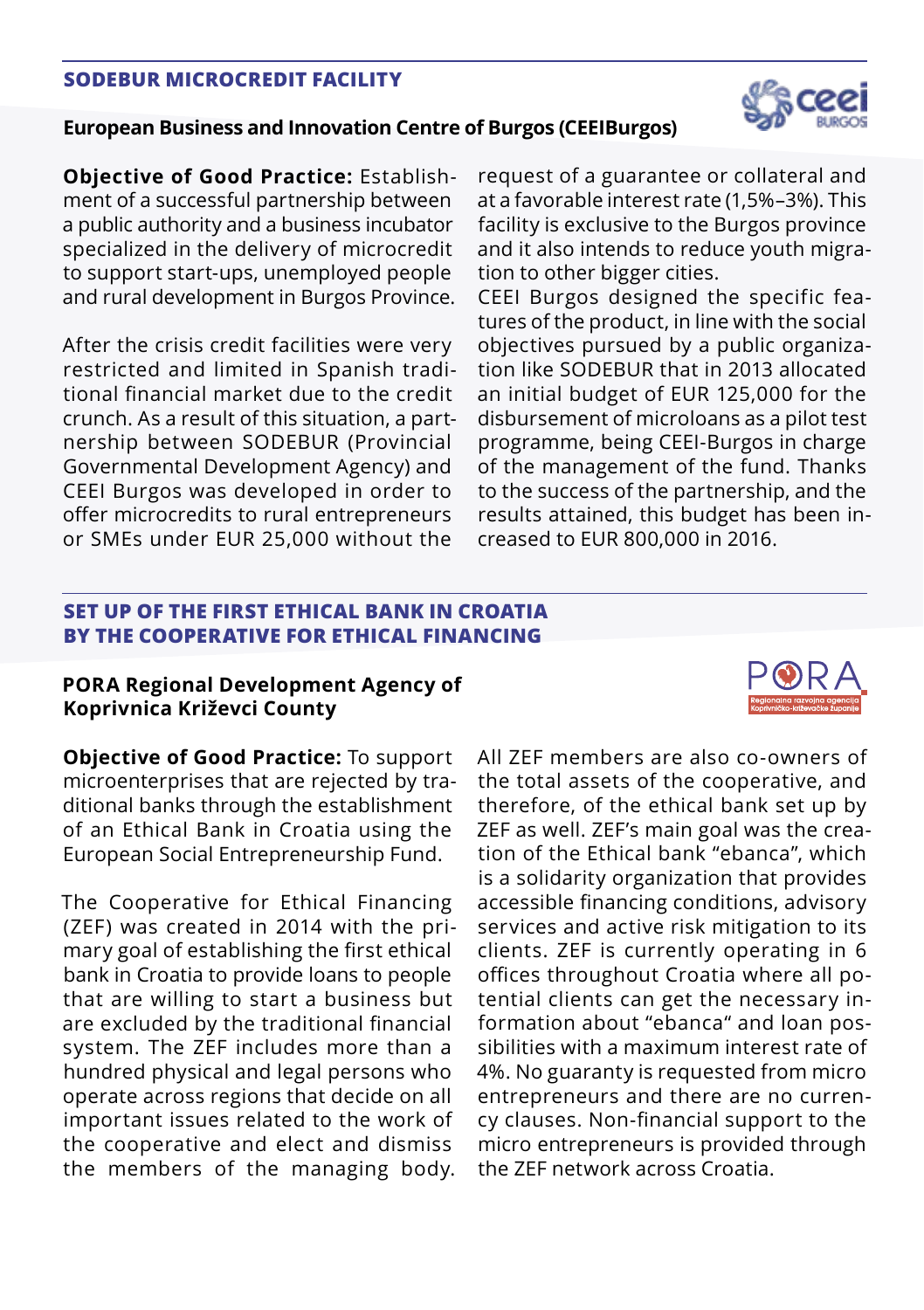## SODEBUR MICROCREDIT FACILITY

### European Business and Innovation Centre of Burgos (CEEIBurgos)

**Objective of Good Practice:** Establishment of a successful partnership between a public authority and a business incubator specialized in the delivery of microcredit to support start-ups, unemployed people and rural development in Burgos Province.

After the crisis credit facilities were very restricted and limited in Spanish traditional financial market due to the credit crunch. As a result of this situation, a partnership between SODEBUR (Provincial Governmental Development Agency) and CEEI Burgos was developed in order to offer microcredits to rural entrepreneurs or SMEs under EUR 25,000 without the request of a guarantee or collateral and at a favorable interest rate (1,5%–3%). This facility is exclusive to the Burgos province and it also intends to reduce youth migration to other bigger cities.

CEEI Burgos designed the specific features of the product, in line with the social objectives pursued by a public organization like SODEBUR that in 2013 allocated an initial budget of EUR 125,000 for the disbursement of microloans as a pilot test programme, being CEEI-Burgos in charge of the management of the fund. Thanks to the success of the partnership, and the results attained, this budget has been increased to EUR 800,000 in 2016.

## SET UP OF THE FIRST ETHICAL BANK IN CROATIA BY THE COOPERATIVE FOR ETHICAL FINANCING

### PORA Regional Development Agency of Koprivnica Križevci County

**Objective of Good Practice:** To support microenterprises that are rejected by traditional banks through the establishment of an Ethical Bank in Croatia using the European Social Entrepreneurship Fund.

The Cooperative for Ethical Financing (ZEF) was created in 2014 with the primary goal of establishing the first ethical bank in Croatia to provide loans to people that are willing to start a business but are excluded by the traditional financial system. The ZEF includes more than a hundred physical and legal persons who operate across regions that decide on all important issues related to the work of the cooperative and elect and dismiss the members of the managing body. All ZEF members are also co-owners of the total assets of the cooperative, and therefore, of the ethical bank set up by ZEF as well. ZEF's main goal was the creation of the Ethical bank "ebanca", which is a solidarity organization that provides accessible financing conditions, advisory services and active risk mitigation to its clients. ZEF is currently operating in 6 offices throughout Croatia where all potential clients can get the necessary information about "ebanca" and loan possibilities with a maximum interest rate of 4%. No guaranty is requested from micro entrepreneurs and there are no currency clauses. Non-financial support to the micro entrepreneurs is provided through the ZEF network across Croatia.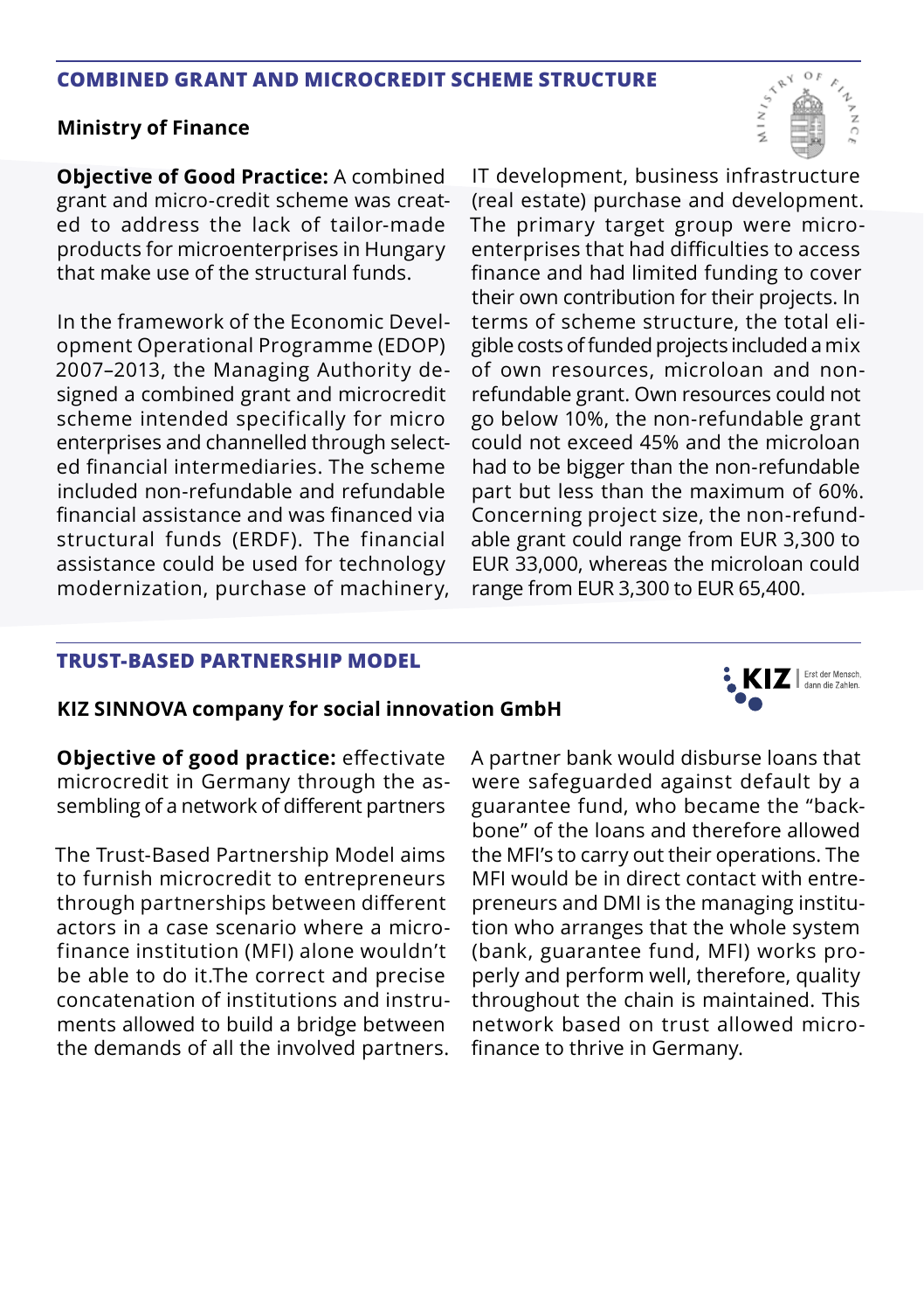## COMBINED GRANT AND MICROCREDIT SCHEME STRUCTURE

### Ministry of Finance

**Objective of Good Practice:** A combined grant and micro-credit scheme was created to address the lack of tailor-made products for microenterprises in Hungary that make use of the structural funds.

In the framework of the Economic Development Operational Programme (EDOP) 2007–2013, the Managing Authority designed a combined grant and microcredit scheme intended specifically for micro enterprises and channelled through selected financial intermediaries. The scheme included non-refundable and refundable financial assistance and was financed via structural funds (ERDF). The financial assistance could be used for technology modernization, purchase of machinery, IT development, business infrastructure (real estate) purchase and development. The primary target group were microenterprises that had difficulties to access finance and had limited funding to cover their own contribution for their projects. In terms of scheme structure, the total eligible costs of funded projects included a mix of own resources, microloan and non-refundable grant. Own resources could not go below 10%, the non-refundable grant could not exceed 45% and the microloan had to be bigger than the non-refundable part but less than the maximum of 60%. Concerning project size, the non-refundable grant could range from EUR 3,300 to EUR 33,000, whereas the microloan could range from EUR 3,300 to EUR 65,400.

## TRUST-BASED PARTNERSHIP MODEL

### KIZ SINNOVA company for social innovation GmbH

**Objective of good practice:** effectivate microcredit in Germany through the assembling of a network of different partners

The Trust-Based Partnership Model aims to furnish microcredit to entrepreneurs through partnerships between different actors in a case scenario where a microfinance institution (MFI) alone wouldn't be able to do it.The correct and precise concatenation of institutions and instruments allowed to build a bridge between the demands of all the involved partners. A partner bank would disburse loans that were safeguarded against default by a guarantee fund, who became the "backbone" of the loans and therefore allowed the MFI's to carry out their operations. The MFI would be in direct contact with entrepreneurs and DMI is the managing institution who arranges that the whole system (bank, guarantee fund, MFI) works properly and perform well, therefore, quality throughout the chain is maintained. This network based on trust allowed microfinance to thrive in Germany.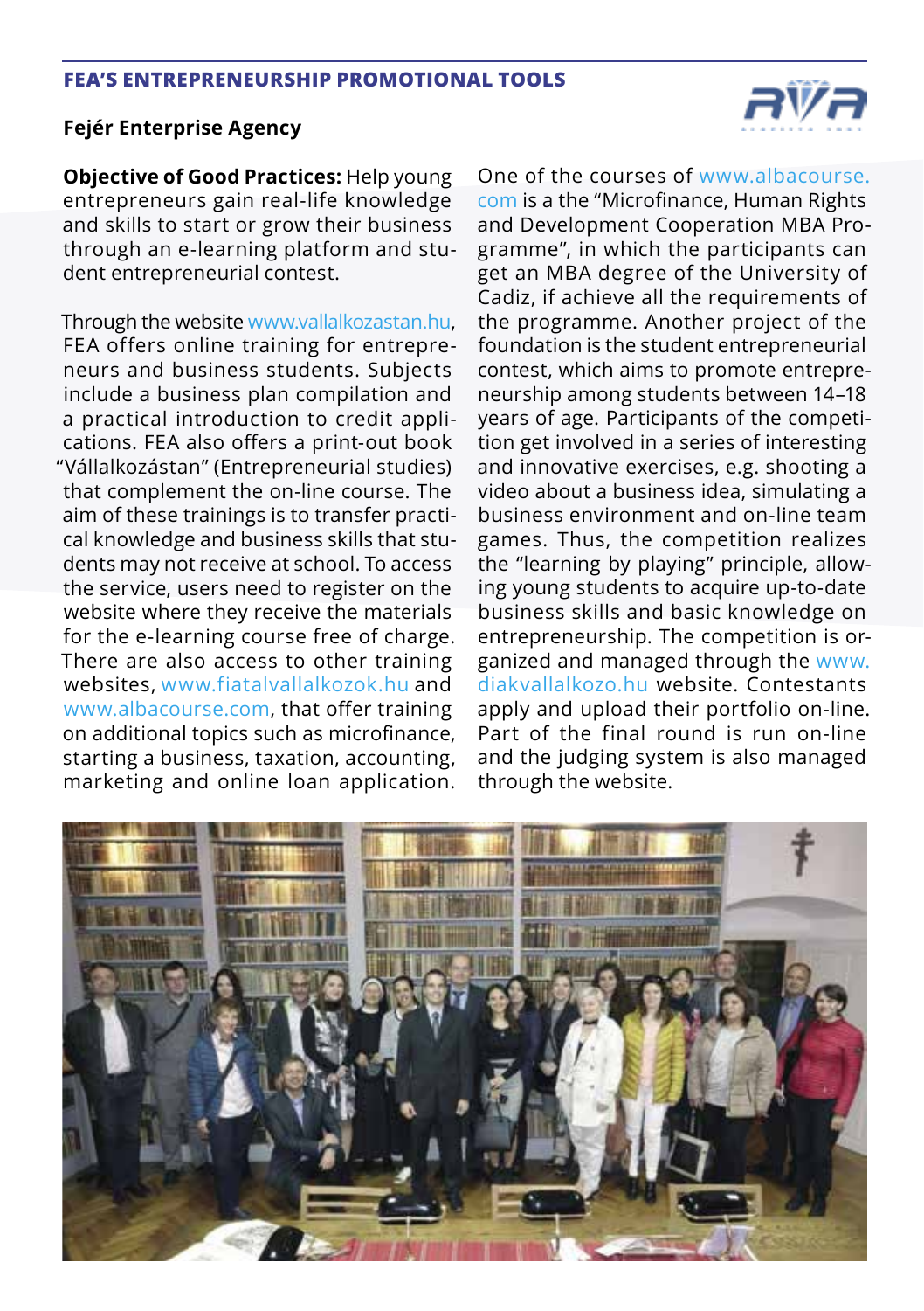## FEA'S ENTREPRENEURSHIP PROMOTIONAL TOOLS

### Fejér Enterprise Agency

**Objective of Good Practices:** Help young entrepreneurs gain real-life knowledge and skills to start or grow their business through an e-learning platform and student entrepreneurial contest.

Through the website www.vallalkozastan.hu, FEA offers online training for entrepreneurs and business students. Subjects include a business plan compilation and a practical introduction to credit applications. FEA also offers a print-out book "Vállalkozástan" (Entrepreneurial studies) that complement the on-line course. The aim of these trainings is to transfer practical knowledge and business skills that students may not receive at school. To access the service, users need to register on the website where they receive the materials for the e-learning course free of charge. There are also access to other training websites, www.fiatalvallalkozok.hu and www.albacourse.com, that offer training on additional topics such as microfinance, starting a business, taxation, accounting, marketing and online loan application.

One of the courses of www.albacourse.com is a the "Microfinance, Human Rights and Development Cooperation MBA Programme", in which the participants can get an MBA degree of the University of Cadiz, if achieve all the requirements of the programme. Another project of the foundation is the student entrepreneurial contest, which aims to promote entrepreneurship among students between 14–18 years of age. Participants of the competition get involved in a series of interesting and innovative exercises, e.g. shooting a video about a business idea, simulating a business environment and on-line team games. Thus, the competition realizes the "learning by playing" principle, allowing young students to acquire up-to-date business skills and basic knowledge on entrepreneurship. The competition is organized and managed through the www.diakvallalkozo.hu website. Contestants apply and upload their portfolio on-line. Part of the final round is run on-line and the judging system is also managed through the website.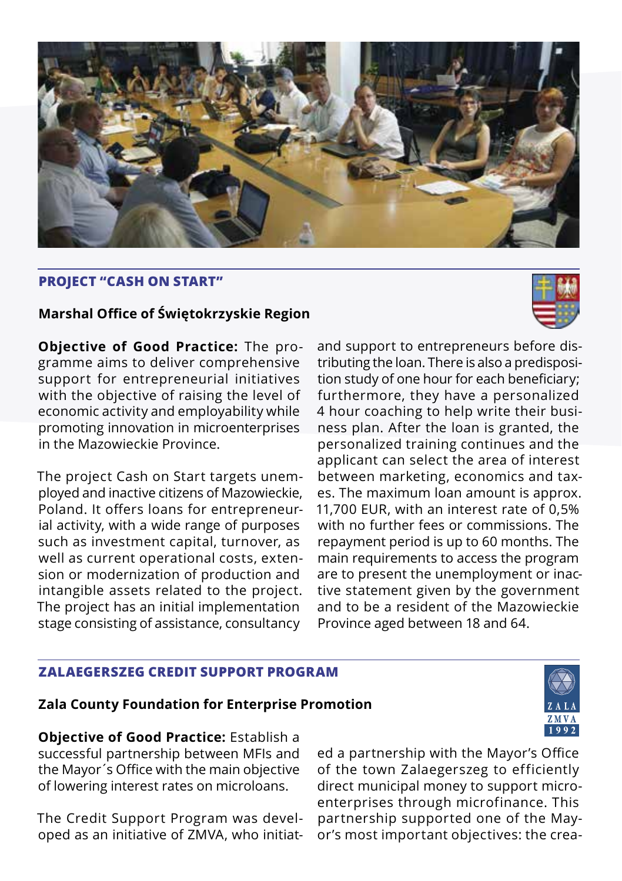## PROJECT "CASH ON START"

### Marshal Office of Świętokrzyskie Region

**Objective of Good Practice:** The programme aims to deliver comprehensive support for entrepreneurial initiatives with the objective of raising the level of economic activity and employability while promoting innovation in microenterprises in the Mazowieckie Province.

The project Cash on Start targets unemployed and inactive citizens of Mazowieckie, Poland. It offers loans for entrepreneurial activity, with a wide range of purposes such as investment capital, turnover, as well as current operational costs, extension or modernization of production and intangible assets related to the project. The project has an initial implementation stage consisting of assistance, consultancy and support to entrepreneurs before distributing the loan. There is also a predisposition study of one hour for each beneficiary; furthermore, they have a personalized 4 hour coaching to help write their business plan. After the loan is granted, the personalized training continues and the applicant can select the area of interest between marketing, economics and taxes. The maximum loan amount is approx. 11,700 EUR, with an interest rate of 0,5% with no further fees or commissions. The repayment period is up to 60 months. The main requirements to access the program are to present the unemployment or inactive statement given by the government and to be a resident of the Mazowieckie Province aged between 18 and 64.

## ZALAEGERSZEG CREDIT SUPPORT PROGRAM

### Zala County Foundation for Enterprise Promotion

**Objective of Good Practice:** Establish a successful partnership between MFIs and the Mayor´s Office with the main objective of lowering interest rates on microloans.

The Credit Support Program was developed as an initiative of ZMVA, who initiated a partnership with the Mayor's Office of the town Zalaegerszeg to efficiently direct municipal money to support microenterprises through microfinance. This partnership supported one of the Mayor's most important objectives: the crea-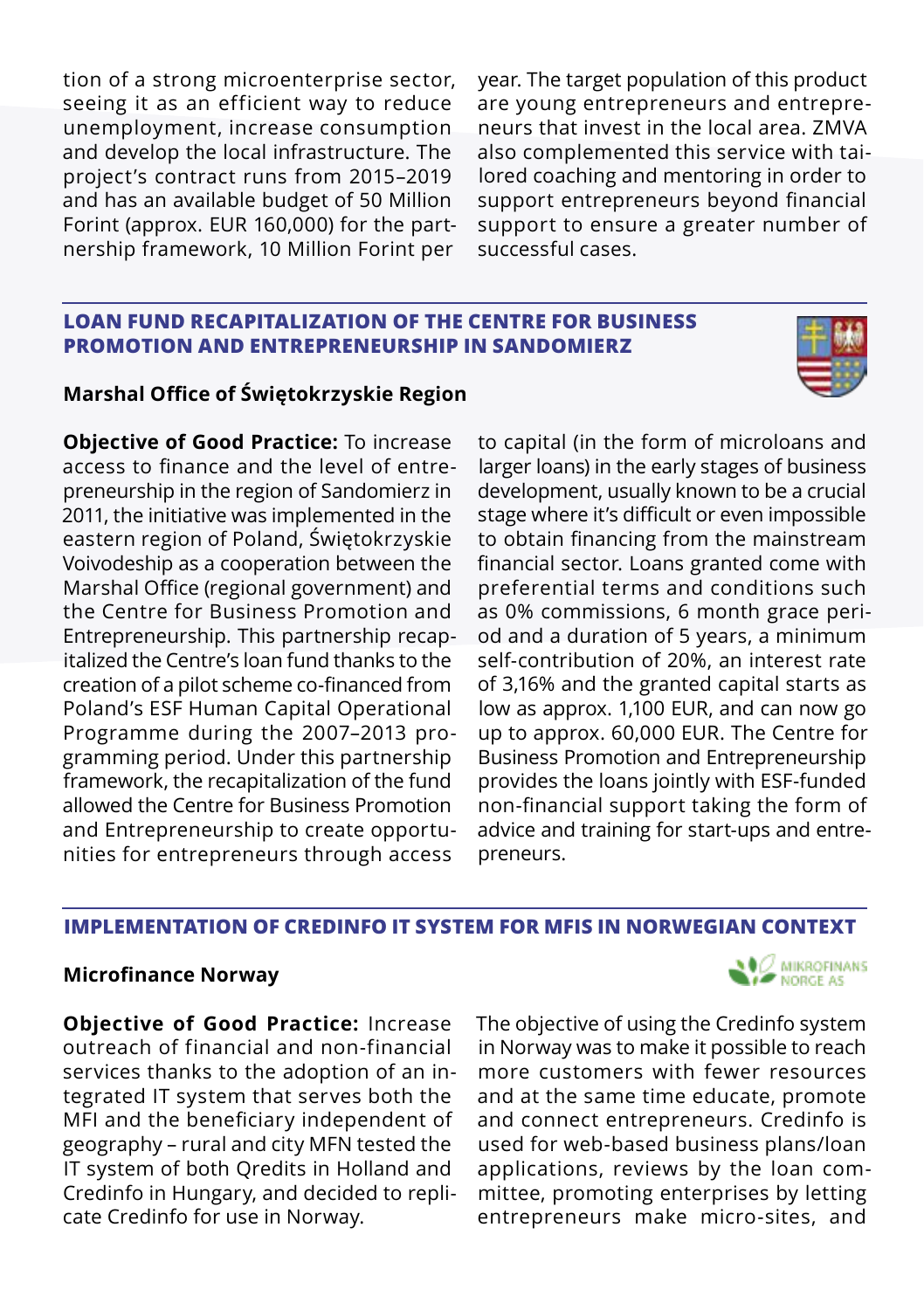tion of a strong microenterprise sector, seeing it as an efficient way to reduce unemployment, increase consumption and develop the local infrastructure. The project's contract runs from 2015–2019 and has an available budget of 50 Million Forint (approx. EUR 160,000) for the partnership framework, 10 Million Forint per year. The target population of this product are young entrepreneurs and entrepreneurs that invest in the local area. ZMVA also complemented this service with tailored coaching and mentoring in order to support entrepreneurs beyond financial support to ensure a greater number of successful cases.

## LOAN FUND RECAPITALIZATION OF THE CENTRE FOR BUSINESS PROMOTION AND ENTREPRENEURSHIP IN SANDOMIERZ

### Marshal Office of Świętokrzyskie Region

**Objective of Good Practice:** To increase access to finance and the level of entrepreneurship in the region of Sandomierz in 2011, the initiative was implemented in the eastern region of Poland, Świętokrzyskie Voivodeship as a cooperation between the Marshal Office (regional government) and the Centre for Business Promotion and Entrepreneurship. This partnership recapitalized the Centre's loan fund thanks to the creation of a pilot scheme co-financed from Poland's ESF Human Capital Operational Programme during the 2007–2013 programming period. Under this partnership framework, the recapitalization of the fund allowed the Centre for Business Promotion and Entrepreneurship to create opportunities for entrepreneurs through access to capital (in the form of microloans and larger loans) in the early stages of business development, usually known to be a crucial stage where it's difficult or even impossible to obtain financing from the mainstream financial sector. Loans granted come with preferential terms and conditions such as 0% commissions, 6 month grace period and a duration of 5 years, a minimum self-contribution of 20%, an interest rate of 3,16% and the granted capital starts as low as approx. 1,100 EUR, and can now go up to approx. 60,000 EUR. The Centre for Business Promotion and Entrepreneurship provides the loans jointly with ESF-funded non-financial support taking the form of advice and training for start-ups and entrepreneurs.

## IMPLEMENTATION OF CREDINFO IT SYSTEM FOR MFIS IN NORWEGIAN CONTEXT

### Microfinance Norway

**Objective of Good Practice:** Increase outreach of financial and non-financial services thanks to the adoption of an integrated IT system that serves both the MFI and the beneficiary independent of geography – rural and city MFN tested the IT system of both Qredits in Holland and Credinfo in Hungary, and decided to replicate Credinfo for use in Norway. The objective of using the Credinfo system in Norway was to make it possible to reach more customers with fewer resources and at the same time educate, promote and connect entrepreneurs. Credinfo is used for web-based business plans/loan applications, reviews by the loan committee, promoting enterprises by letting entrepreneurs make micro-sites, and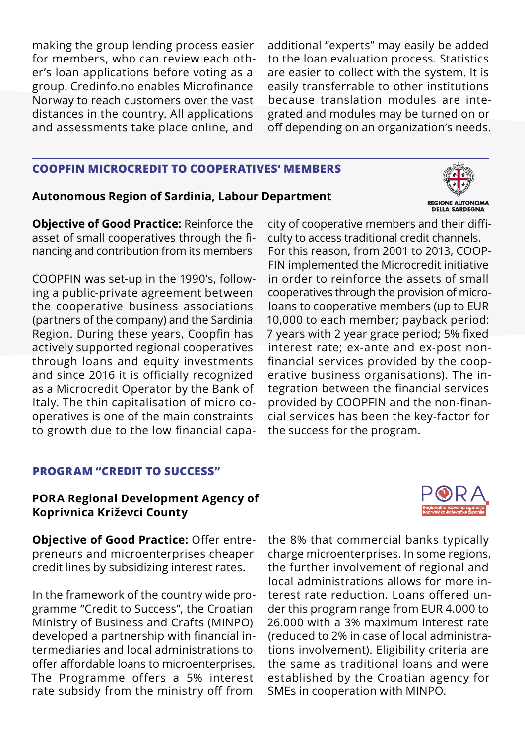making the group lending process easier for members, who can review each other's loan applications before voting as a group. Credinfo.no enables Microfinance Norway to reach customers over the vast distances in the country. All applications and assessments take place online, and additional "experts" may easily be added to the loan evaluation process. Statistics are easier to collect with the system. It is easily transferrable to other institutions because translation modules are integrated and modules may be turned on or off depending on an organization's needs.

## COOPFIN MICROCREDIT TO COOPERATIVES' MEMBERS

### Autonomous Region of Sardinia, Labour Department

REGIONE AUTONOMA DELLA SARDEGNA

**Objective of Good Practice:** Reinforce the asset of small cooperatives through the financing and contribution from its members

COOPFIN was set-up in the 1990's, following a public-private agreement between the cooperative business associations (partners of the company) and the Sardinia Region. During these years, Coopfin has actively supported regional cooperatives through loans and equity investments and since 2016 it is officially recognized as a Microcredit Operator by the Bank of Italy. The thin capitalisation of micro cooperatives is one of the main constraints to growth due to the low financial capacity of cooperative members and their difficulty to access traditional credit channels. For this reason, from 2001 to 2013, COOPFIN implemented the Microcredit initiative in order to reinforce the assets of small cooperatives through the provision of microloans to cooperative members (up to EUR 10,000 to each member; payback period: 7 years with 2 year grace period; 5% fixed interest rate; ex-ante and ex-post non-financial services provided by the cooperative business organisations). The integration between the financial services provided by COOPFIN and the non-financial services has been the key-factor for the success for the program.

## PROGRAM "CREDIT TO SUCCESS"

### PORA Regional Development Agency of Koprivnica Križevci County

PORA Regionalna razvojna agencija Koprivničko-križevačke županije

**Objective of Good Practice:** Offer entrepreneurs and microenterprises cheaper credit lines by subsidizing interest rates.

In the framework of the country wide programme "Credit to Success", the Croatian Ministry of Business and Crafts (MINPO) developed a partnership with financial intermediaries and local administrations to offer affordable loans to microenterprises. The Programme offers a 5% interest rate subsidy from the ministry off from the 8% that commercial banks typically charge microenterprises. In some regions, the further involvement of regional and local administrations allows for more interest rate reduction. Loans offered under this program range from EUR 4.000 to 26.000 with a 3% maximum interest rate (reduced to 2% in case of local administrations involvement). Eligibility criteria are the same as traditional loans and were established by the Croatian agency for SMEs in cooperation with MINPO.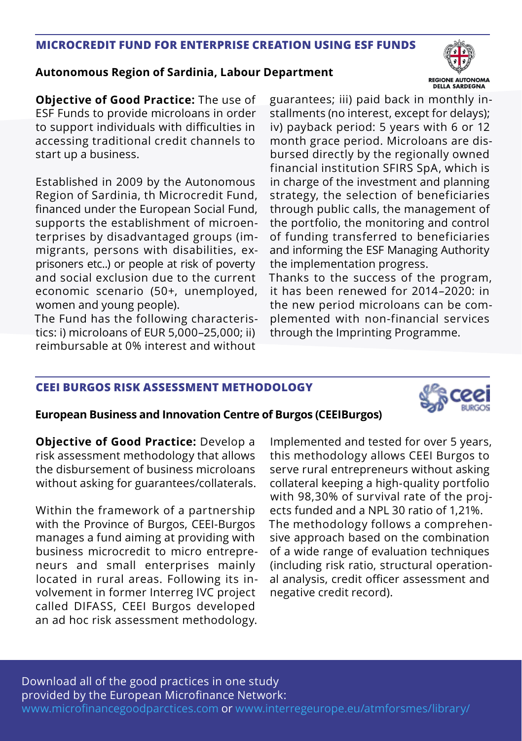## MICROCREDIT FUND FOR ENTERPRISE CREATION USING ESF FUNDS

### Autonomous Region of Sardinia, Labour Department

REGIONE AUTONOMA DELLA SARDEGNA

**Objective of Good Practice:** The use of ESF Funds to provide microloans in order to support individuals with difficulties in accessing traditional credit channels to start up a business.

Established in 2009 by the Autonomous Region of Sardinia, th Microcredit Fund, financed under the European Social Fund, supports the establishment of microenterprises by disadvantaged groups (immigrants, persons with disabilities, ex-prisoners etc..) or people at risk of poverty and social exclusion due to the current economic scenario (50+, unemployed, women and young people).

The Fund has the following characteristics: i) microloans of EUR 5,000–25,000; ii) reimbursable at 0% interest and without guarantees; iii) paid back in monthly installments (no interest, except for delays); iv) payback period: 5 years with 6 or 12 month grace period. Microloans are disbursed directly by the regionally owned financial institution SFIRS SpA, which is in charge of the investment and planning strategy, the selection of beneficiaries through public calls, the management of the portfolio, the monitoring and control of funding transferred to beneficiaries and informing the ESF Managing Authority the implementation progress.

Thanks to the success of the program, it has been renewed for 2014–2020: in the new period microloans can be complemented with non-financial services through the Imprinting Programme.

## CEEI BURGOS RISK ASSESSMENT METHODOLOGY

### European Business and Innovation Centre of Burgos (CEEIBurgos)

**Objective of Good Practice:** Develop a risk assessment methodology that allows the disbursement of business microloans without asking for guarantees/collaterals.

Within the framework of a partnership with the Province of Burgos, CEEI-Burgos manages a fund aiming at providing with business microcredit to micro entrepreneurs and small enterprises mainly located in rural areas. Following its involvement in former Interreg IVC project called DIFASS, CEEI Burgos developed an ad hoc risk assessment methodology.

Implemented and tested for over 5 years, this methodology allows CEEI Burgos to serve rural entrepreneurs without asking collateral keeping a high-quality portfolio with 98,30% of survival rate of the projects funded and a NPL 30 ratio of 1,21%.

The methodology follows a comprehensive approach based on the combination of a wide range of evaluation techniques (including risk ratio, structural operational analysis, credit officer assessment and negative credit record).

Download all of the good practices in one study provided by the European Microfinance Network: www.microfinancegoodparctices.com or www.interregeurope.eu/atmforsmes/library/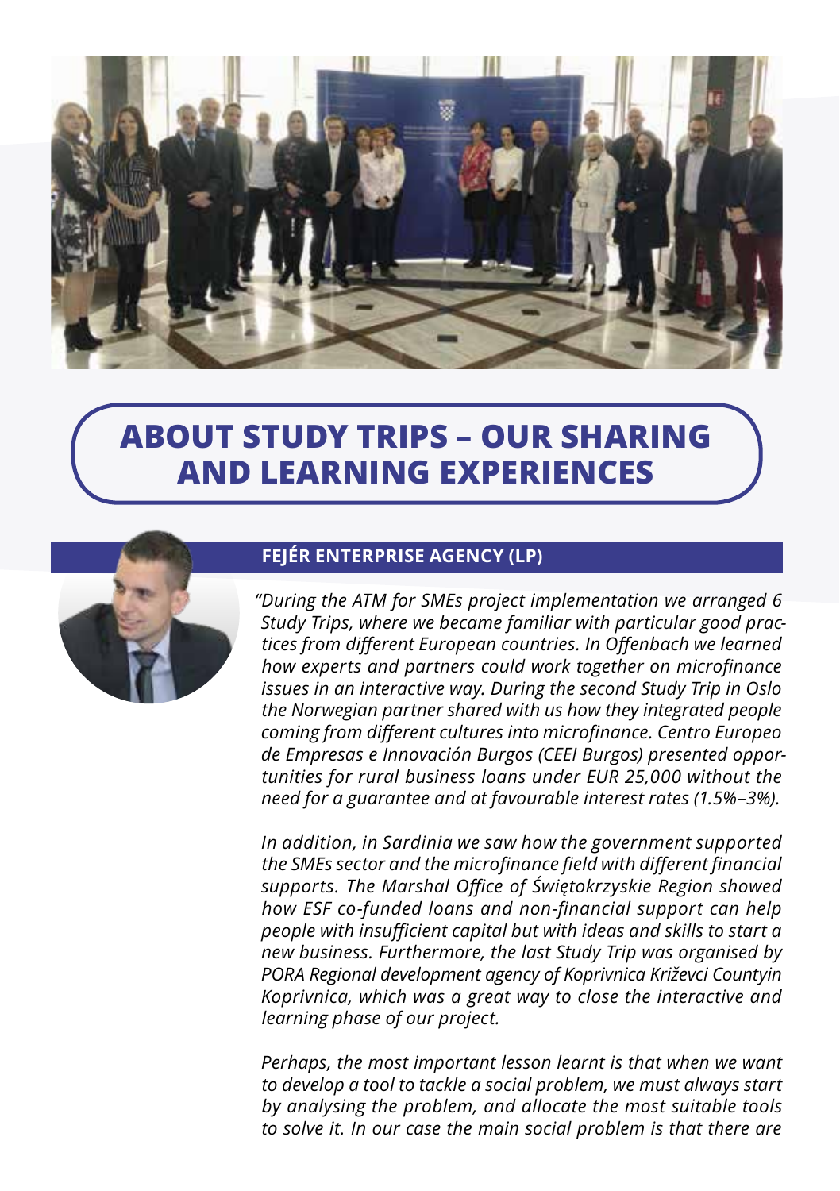# ABOUT STUDY TRIPS – OUR SHARING AND LEARNING EXPERIENCES

## FEJÉR ENTERPRISE AGENCY (LP)

*"During the ATM for SMEs project implementation we arranged 6 Study Trips, where we became familiar with particular good practices from different European countries. In Offenbach we learned how experts and partners could work together on microfinance issues in an interactive way. During the second Study Trip in Oslo the Norwegian partner shared with us how they integrated people coming from different cultures into microfinance. Centro Europeo de Empresas e Innovación Burgos (CEEI Burgos) presented opportunities for rural business loans under EUR 25,000 without the need for a guarantee and at favourable interest rates (1.5%–3%).*

*In addition, in Sardinia we saw how the government supported the SMEs sector and the microfinance field with different financial supports. The Marshal Office of Świętokrzyskie Region showed how ESF co-funded loans and non-financial support can help people with insufficient capital but with ideas and skills to start a new business. Furthermore, the last Study Trip was organised by PORA Regional development agency of Koprivnica Križevci Countyin Koprivnica, which was a great way to close the interactive and learning phase of our project.*

*Perhaps, the most important lesson learnt is that when we want to develop a tool to tackle a social problem, we must always start by analysing the problem, and allocate the most suitable tools to solve it. In our case the main social problem is that there are*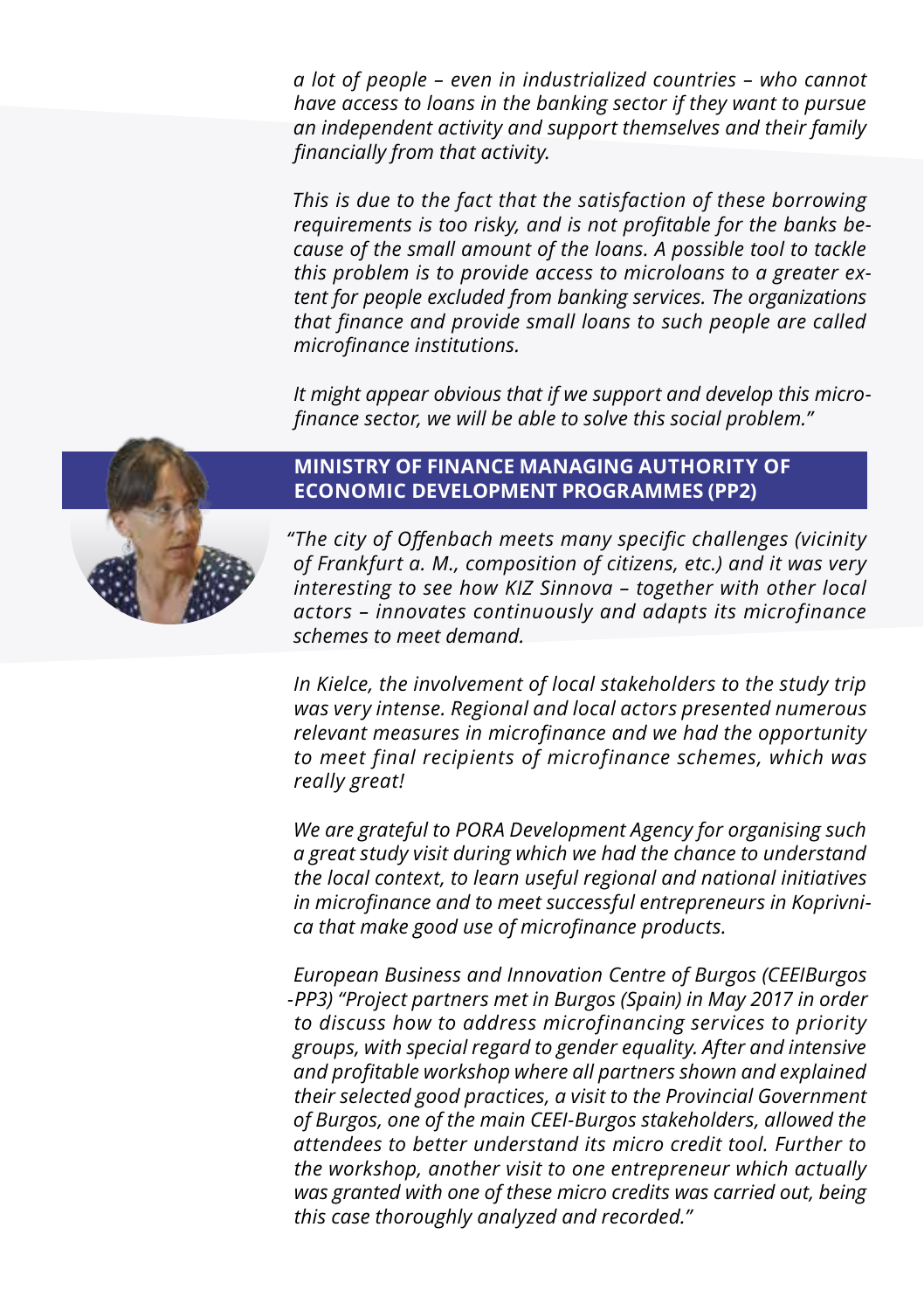*a lot of people – even in industrialized countries – who cannot have access to loans in the banking sector if they want to pursue an independent activity and support themselves and their family financially from that activity.*

*This is due to the fact that the satisfaction of these borrowing requirements is too risky, and is not profitable for the banks because of the small amount of the loans. A possible tool to tackle this problem is to provide access to microloans to a greater extent for people excluded from banking services. The organizations that finance and provide small loans to such people are called microfinance institutions.*

*It might appear obvious that if we support and develop this microfinance sector, we will be able to solve this social problem."*

## MINISTRY OF FINANCE MANAGING AUTHORITY OF ECONOMIC DEVELOPMENT PROGRAMMES (PP2)

*"The city of Offenbach meets many specific challenges (vicinity of Frankfurt a. M., composition of citizens, etc.) and it was very interesting to see how KIZ Sinnova – together with other local actors – innovates continuously and adapts its microfinance schemes to meet demand.*

*In Kielce, the involvement of local stakeholders to the study trip was very intense. Regional and local actors presented numerous relevant measures in microfinance and we had the opportunity to meet final recipients of microfinance schemes, which was really great!*

*We are grateful to PORA Development Agency for organising such a great study visit during which we had the chance to understand the local context, to learn useful regional and national initiatives in microfinance and to meet successful entrepreneurs in Koprivnica that make good use of microfinance products.*

*European Business and Innovation Centre of Burgos (CEEIBurgos -PP3) "Project partners met in Burgos (Spain) in May 2017 in order to discuss how to address microfinancing services to priority groups, with special regard to gender equality. After and intensive and profitable workshop where all partners shown and explained their selected good practices, a visit to the Provincial Government of Burgos, one of the main CEEI-Burgos stakeholders, allowed the attendees to better understand its micro credit tool. Further to the workshop, another visit to one entrepreneur which actually was granted with one of these micro credits was carried out, being this case thoroughly analyzed and recorded."*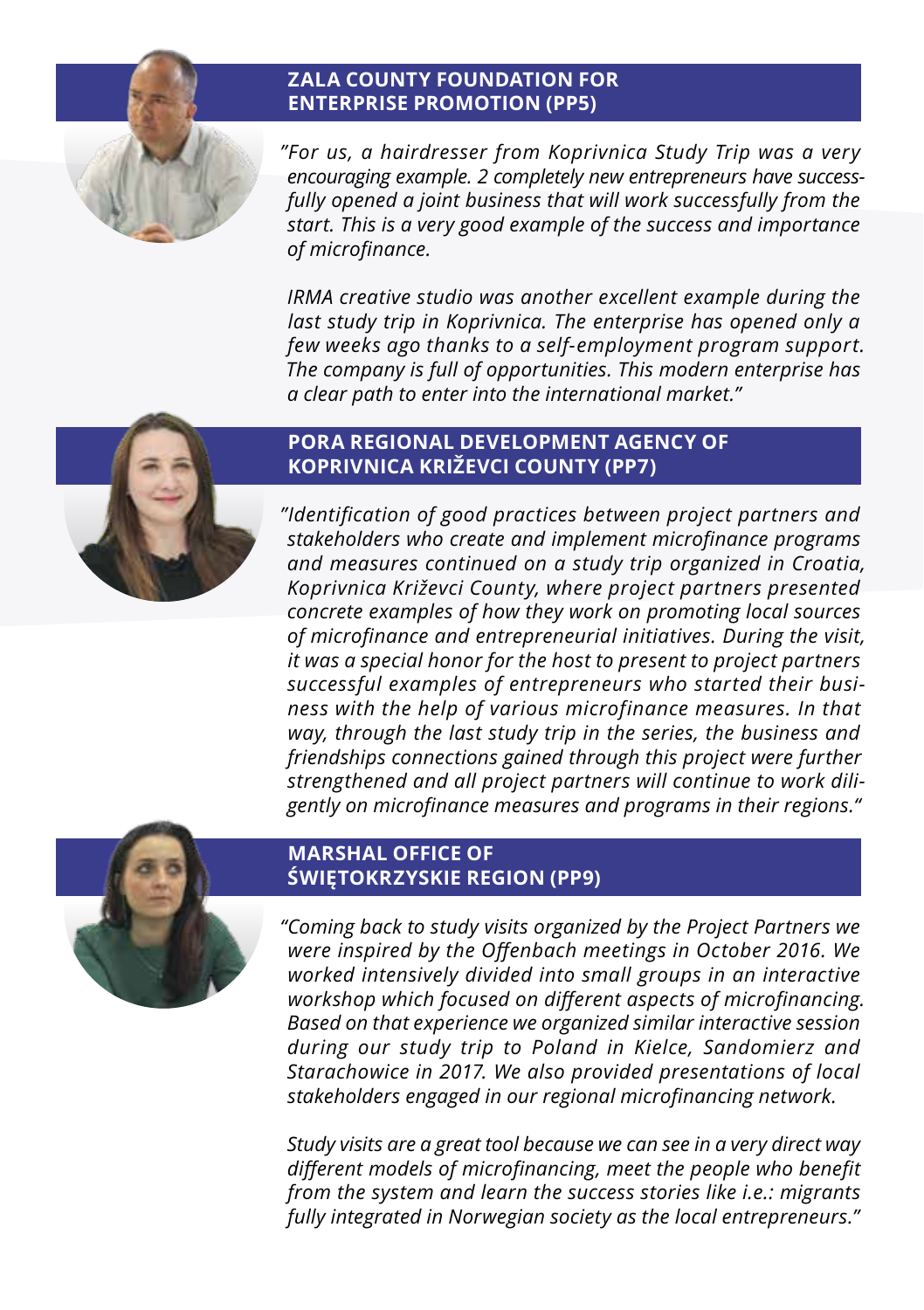## ZALA COUNTY FOUNDATION FOR ENTERPRISE PROMOTION (PP5)

*"For us, a hairdresser from Koprivnica Study Trip was a very encouraging example. 2 completely new entrepreneurs have successfully opened a joint business that will work successfully from the start. This is a very good example of the success and importance of microfinance.*

*IRMA creative studio was another excellent example during the last study trip in Koprivnica. The enterprise has opened only a few weeks ago thanks to a self-employment program support. The company is full of opportunities. This modern enterprise has a clear path to enter into the international market."*

## PORA REGIONAL DEVELOPMENT AGENCY OF KOPRIVNICA KRIŽEVCI COUNTY (PP7)

*"Identification of good practices between project partners and stakeholders who create and implement microfinance programs and measures continued on a study trip organized in Croatia, Koprivnica Križevci County, where project partners presented concrete examples of how they work on promoting local sources of microfinance and entrepreneurial initiatives. During the visit, it was a special honor for the host to present to project partners successful examples of entrepreneurs who started their business with the help of various microfinance measures. In that way, through the last study trip in the series, the business and friendships connections gained through this project were further strengthened and all project partners will continue to work diligently on microfinance measures and programs in their regions."*

## MARSHAL OFFICE OF ŚWIĘTOKRZYSKIE REGION (PP9)

*"Coming back to study visits organized by the Project Partners we were inspired by the Offenbach meetings in October 2016. We worked intensively divided into small groups in an interactive workshop which focused on different aspects of microfinancing. Based on that experience we organized similar interactive session during our study trip to Poland in Kielce, Sandomierz and Starachowice in 2017. We also provided presentations of local stakeholders engaged in our regional microfinancing network.*

*Study visits are a great tool because we can see in a very direct way different models of microfinancing, meet the people who benefit from the system and learn the success stories like i.e.: migrants fully integrated in Norwegian society as the local entrepreneurs."*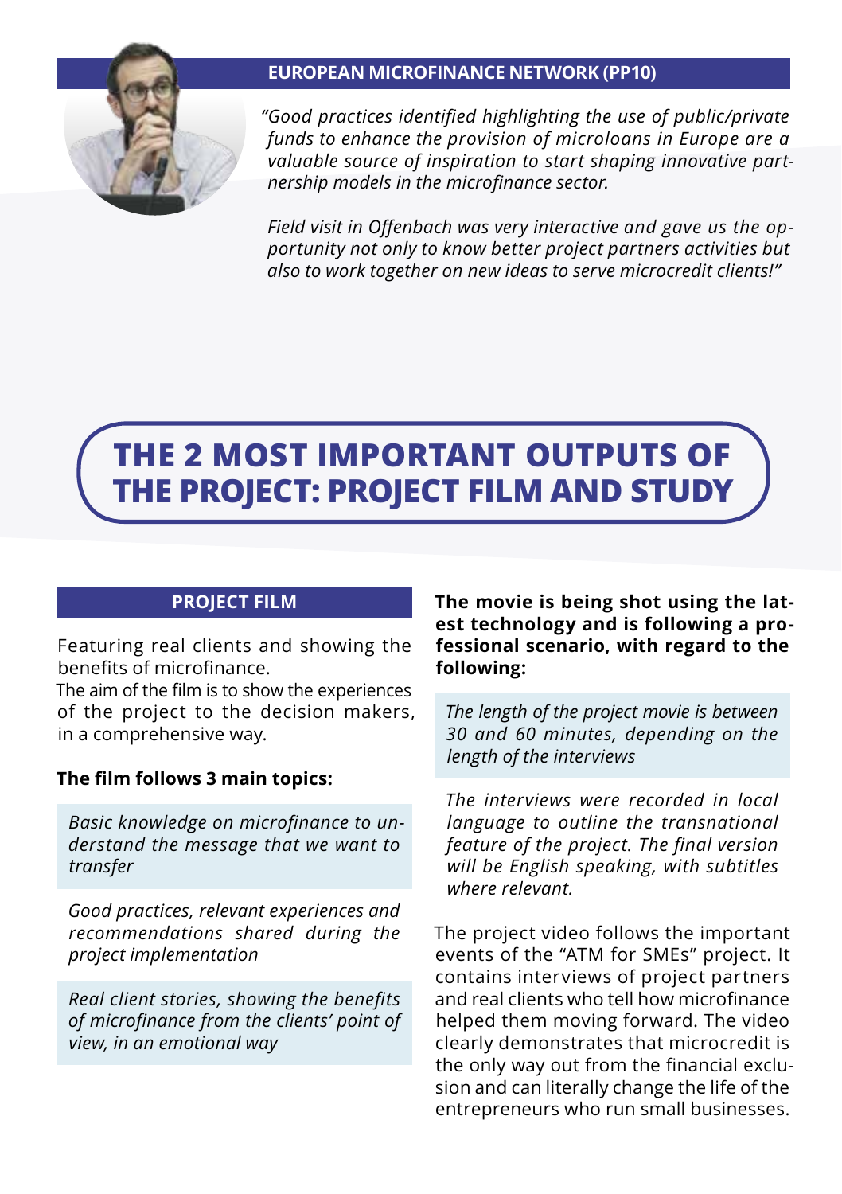## EUROPEAN MICROFINANCE NETWORK (PP10)

*"Good practices identified highlighting the use of public/private funds to enhance the provision of microloans in Europe are a valuable source of inspiration to start shaping innovative partnership models in the microfinance sector.*

*Field visit in Offenbach was very interactive and gave us the opportunity not only to know better project partners activities but also to work together on new ideas to serve microcredit clients!"*

# THE 2 MOST IMPORTANT OUTPUTS OF THE PROJECT: PROJECT FILM AND STUDY

## PROJECT FILM

Featuring real clients and showing the benefits of microfinance.
The aim of the film is to show the experiences of the project to the decision makers, in a comprehensive way.

**The film follows 3 main topics:**

*Basic knowledge on microfinance to understand the message that we want to transfer*

*Good practices, relevant experiences and recommendations shared during the project implementation*

*Real client stories, showing the benefits of microfinance from the clients' point of view, in an emotional way*

**The movie is being shot using the latest technology and is following a professional scenario, with regard to the following:**

*The length of the project movie is between 30 and 60 minutes, depending on the length of the interviews*

*The interviews were recorded in local language to outline the transnational feature of the project. The final version will be English speaking, with subtitles where relevant.*

The project video follows the important events of the "ATM for SMEs" project. It contains interviews of project partners and real clients who tell how microfinance helped them moving forward. The video clearly demonstrates that microcredit is the only way out from the financial exclusion and can literally change the life of the entrepreneurs who run small businesses.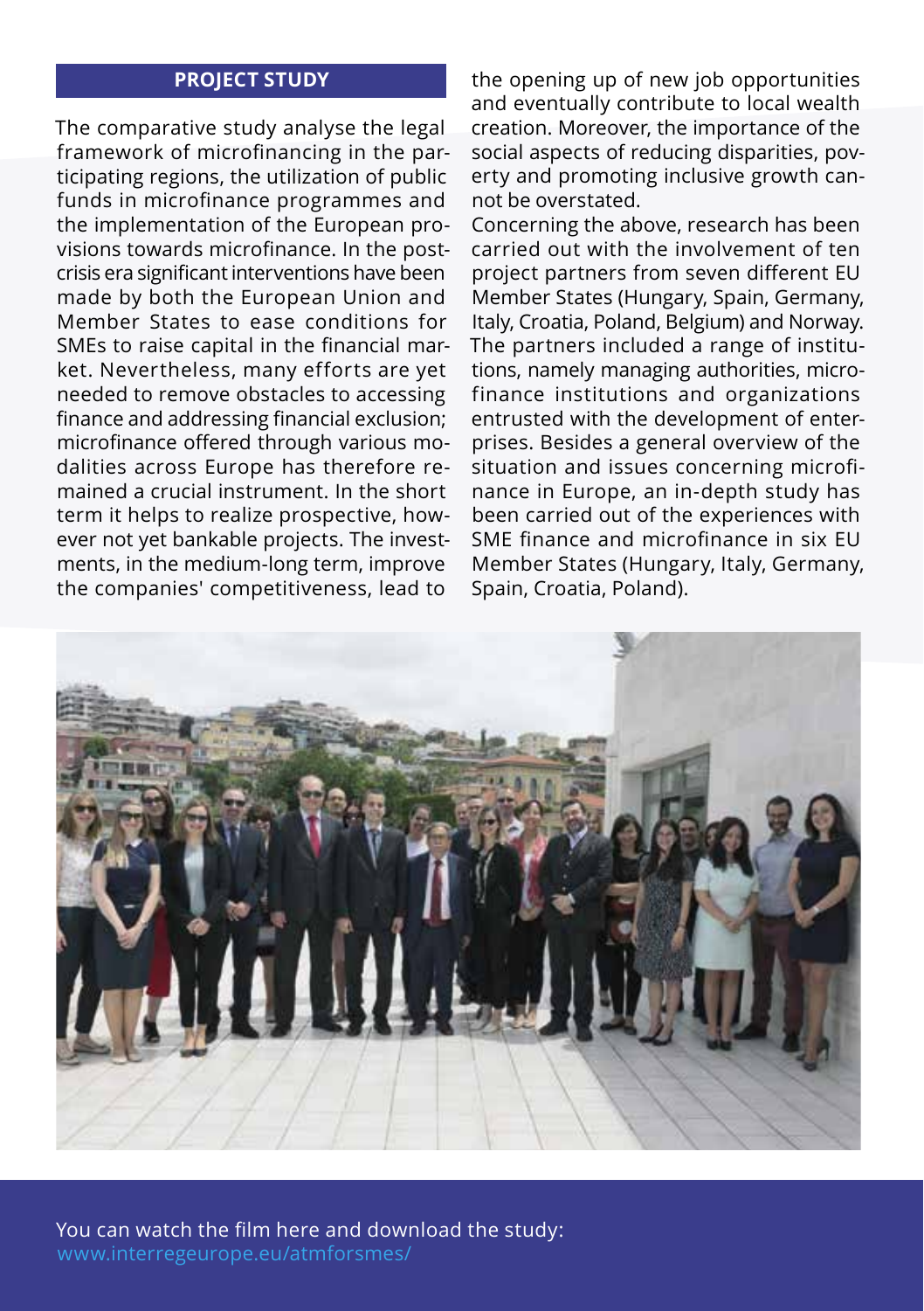## PROJECT STUDY

The comparative study analyse the legal framework of microfinancing in the participating regions, the utilization of public funds in microfinance programmes and the implementation of the European provisions towards microfinance. In the post-crisis era significant interventions have been made by both the European Union and Member States to ease conditions for SMEs to raise capital in the financial market. Nevertheless, many efforts are yet needed to remove obstacles to accessing finance and addressing financial exclusion; microfinance offered through various modalities across Europe has therefore remained a crucial instrument. In the short term it helps to realize prospective, however not yet bankable projects. The investments, in the medium-long term, improve the companies' competitiveness, lead to the opening up of new job opportunities and eventually contribute to local wealth creation. Moreover, the importance of the social aspects of reducing disparities, poverty and promoting inclusive growth cannot be overstated.

Concerning the above, research has been carried out with the involvement of ten project partners from seven different EU Member States (Hungary, Spain, Germany, Italy, Croatia, Poland, Belgium) and Norway. The partners included a range of institutions, namely managing authorities, microfinance institutions and organizations entrusted with the development of enterprises. Besides a general overview of the situation and issues concerning microfinance in Europe, an in-depth study has been carried out of the experiences with SME finance and microfinance in six EU Member States (Hungary, Italy, Germany, Spain, Croatia, Poland).

You can watch the film here and download the study:
www.interregeurope.eu/atmforsmes/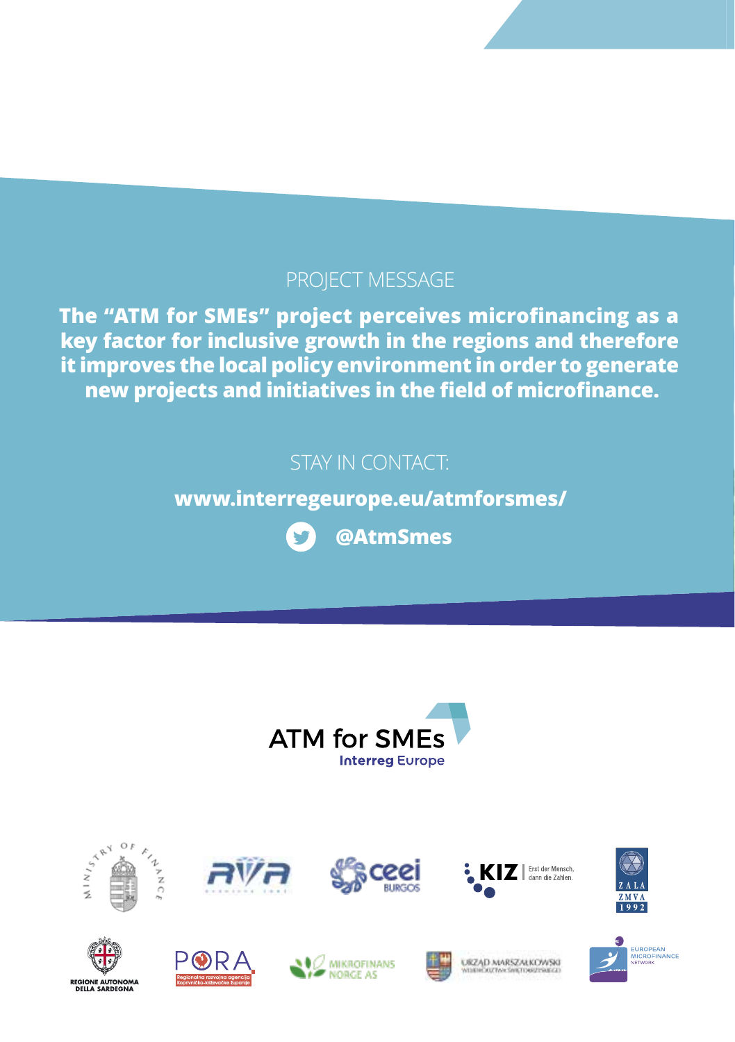PROJECT MESSAGE

**The "ATM for SMEs" project perceives microfinancing as a key factor for inclusive growth in the regions and therefore it improves the local policy environment in order to generate new projects and initiatives in the field of microfinance.**

STAY IN CONTACT:

**www.interregeurope.eu/atmforsmes/**

**@AtmSmes**

ATM for SMEs
Interreg Europe